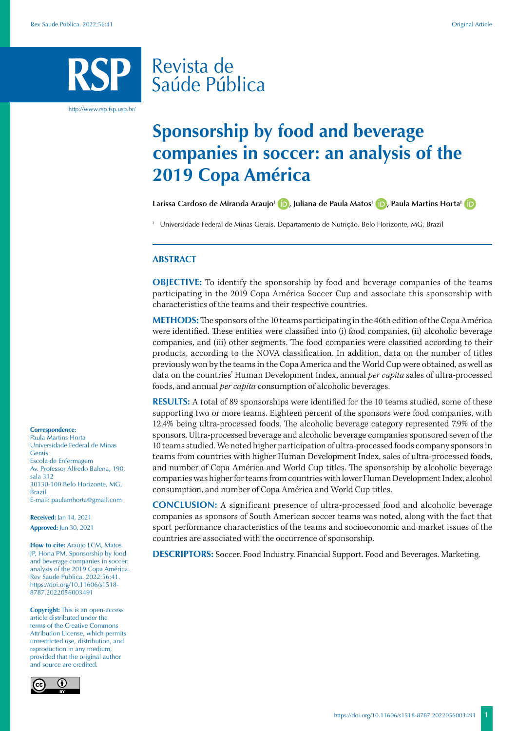# Sponsorship by food and beverage companies in soccer: an analysis of the 2019 Copa América

**Larissa Cardoso de Miranda Araujo**[I], **Juliana de Paula Matos**[I], **Paula Martins Horta**[I]

[I] Universidade Federal de Minas Gerais. Departamento de Nutrição. Belo Horizonte, MG, Brazil

## ABSTRACT

**OBJECTIVE:** To identify the sponsorship by food and beverage companies of the teams participating in the 2019 Copa América Soccer Cup and associate this sponsorship with characteristics of the teams and their respective countries.

**METHODS:** The sponsors of the 10 teams participating in the 46th edition of the Copa América were identified. These entities were classified into (i) food companies, (ii) alcoholic beverage companies, and (iii) other segments. The food companies were classified according to their products, according to the NOVA classification. In addition, data on the number of titles previously won by the teams in the Copa America and the World Cup were obtained, as well as data on the countries' Human Development Index, annual *per capita* sales of ultra-processed foods, and annual *per capita* consumption of alcoholic beverages.

**RESULTS:** A total of 89 sponsorships were identified for the 10 teams studied, some of these supporting two or more teams. Eighteen percent of the sponsors were food companies, with 12.4% being ultra-processed foods. The alcoholic beverage category represented 7.9% of the sponsors. Ultra-processed beverage and alcoholic beverage companies sponsored seven of the 10 teams studied. We noted higher participation of ultra-processed foods company sponsors in teams from countries with higher Human Development Index, sales of ultra-processed foods, and number of Copa América and World Cup titles. The sponsorship by alcoholic beverage companies was higher for teams from countries with lower Human Development Index, alcohol consumption, and number of Copa América and World Cup titles.

**CONCLUSION:** A significant presence of ultra-processed food and alcoholic beverage companies as sponsors of South American soccer teams was noted, along with the fact that sport performance characteristics of the teams and socioeconomic and market issues of the countries are associated with the occurrence of sponsorship.

**DESCRIPTORS:** Soccer. Food Industry. Financial Support. Food and Beverages. Marketing.

**Correspondence:**
Paula Martins Horta
Universidade Federal de Minas Gerais
Escola de Enfermagem
Av. Professor Alfredo Balena, 190, sala 312
30130-100 Belo Horizonte, MG, Brazil
E-mail: paulamhorta@gmail.com

**Received:** Jan 14, 2021
**Approved:** Jun 30, 2021

**How to cite:** Araujo LCM, Matos JP, Horta PM. Sponsorship by food and beverage companies in soccer: analysis of the 2019 Copa América. Rev Saude Publica. 2022;56:41. https://doi.org/10.11606/s1518-8787.2022056003491

**Copyright:** This is an open-access article distributed under the terms of the Creative Commons Attribution License, which permits unrestricted use, distribution, and reproduction in any medium, provided that the original author and source are credited.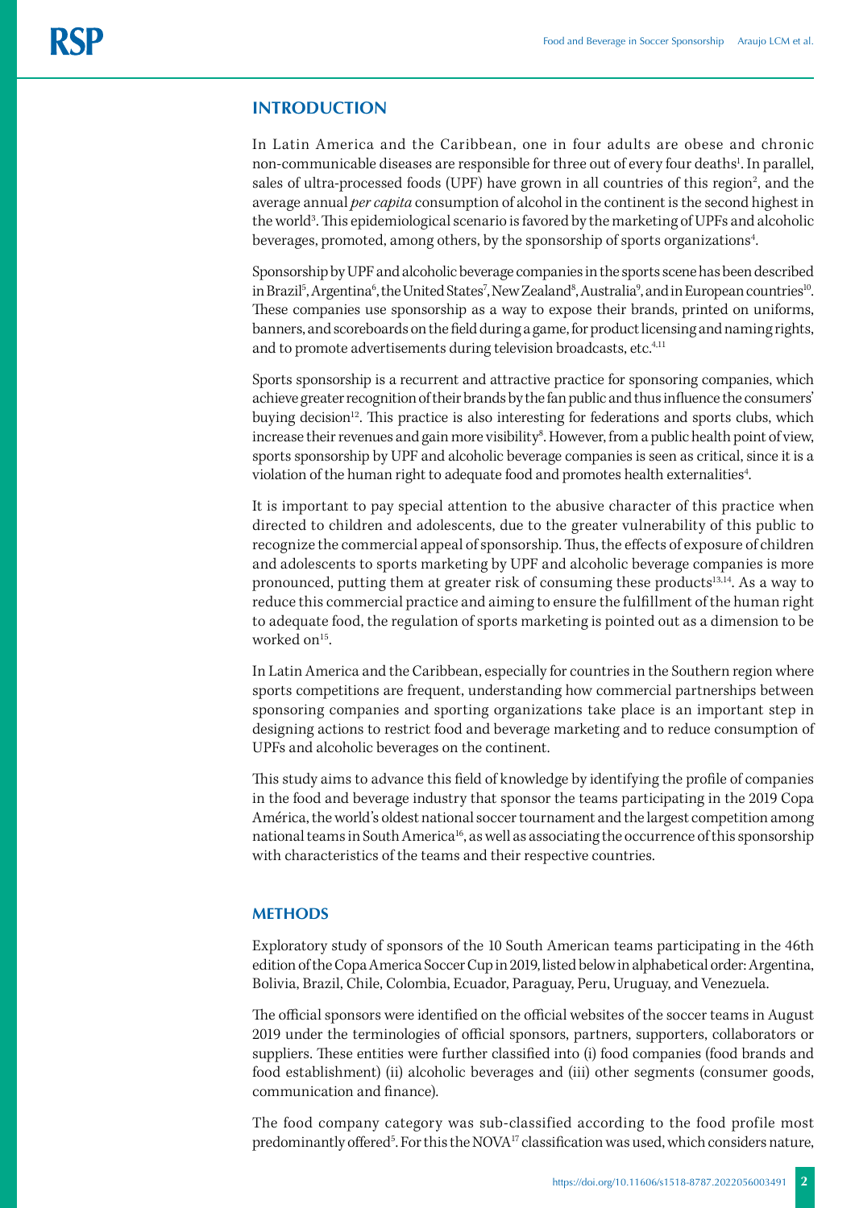## INTRODUCTION

In Latin America and the Caribbean, one in four adults are obese and chronic non-communicable diseases are responsible for three out of every four deaths[1]. In parallel, sales of ultra-processed foods (UPF) have grown in all countries of this region[2], and the average annual *per capita* consumption of alcohol in the continent is the second highest in the world[3]. This epidemiological scenario is favored by the marketing of UPFs and alcoholic beverages, promoted, among others, by the sponsorship of sports organizations[4].

Sponsorship by UPF and alcoholic beverage companies in the sports scene has been described in Brazil[5], Argentina[6], the United States[7], New Zealand[8], Australia[9], and in European countries[10]. These companies use sponsorship as a way to expose their brands, printed on uniforms, banners, and scoreboards on the field during a game, for product licensing and naming rights, and to promote advertisements during television broadcasts, etc.[4,11]

Sports sponsorship is a recurrent and attractive practice for sponsoring companies, which achieve greater recognition of their brands by the fan public and thus influence the consumers' buying decision[12]. This practice is also interesting for federations and sports clubs, which increase their revenues and gain more visibility[8]. However, from a public health point of view, sports sponsorship by UPF and alcoholic beverage companies is seen as critical, since it is a violation of the human right to adequate food and promotes health externalities[4].

It is important to pay special attention to the abusive character of this practice when directed to children and adolescents, due to the greater vulnerability of this public to recognize the commercial appeal of sponsorship. Thus, the effects of exposure of children and adolescents to sports marketing by UPF and alcoholic beverage companies is more pronounced, putting them at greater risk of consuming these products[13,14]. As a way to reduce this commercial practice and aiming to ensure the fulfillment of the human right to adequate food, the regulation of sports marketing is pointed out as a dimension to be worked on[15].

In Latin America and the Caribbean, especially for countries in the Southern region where sports competitions are frequent, understanding how commercial partnerships between sponsoring companies and sporting organizations take place is an important step in designing actions to restrict food and beverage marketing and to reduce consumption of UPFs and alcoholic beverages on the continent.

This study aims to advance this field of knowledge by identifying the profile of companies in the food and beverage industry that sponsor the teams participating in the 2019 Copa América, the world's oldest national soccer tournament and the largest competition among national teams in South America[16], as well as associating the occurrence of this sponsorship with characteristics of the teams and their respective countries.

## METHODS

Exploratory study of sponsors of the 10 South American teams participating in the 46th edition of the Copa America Soccer Cup in 2019, listed below in alphabetical order: Argentina, Bolivia, Brazil, Chile, Colombia, Ecuador, Paraguay, Peru, Uruguay, and Venezuela.

The official sponsors were identified on the official websites of the soccer teams in August 2019 under the terminologies of official sponsors, partners, supporters, collaborators or suppliers. These entities were further classified into (i) food companies (food brands and food establishment) (ii) alcoholic beverages and (iii) other segments (consumer goods, communication and finance).

The food company category was sub-classified according to the food profile most predominantly offered[5]. For this the NOVA[17] classification was used, which considers nature,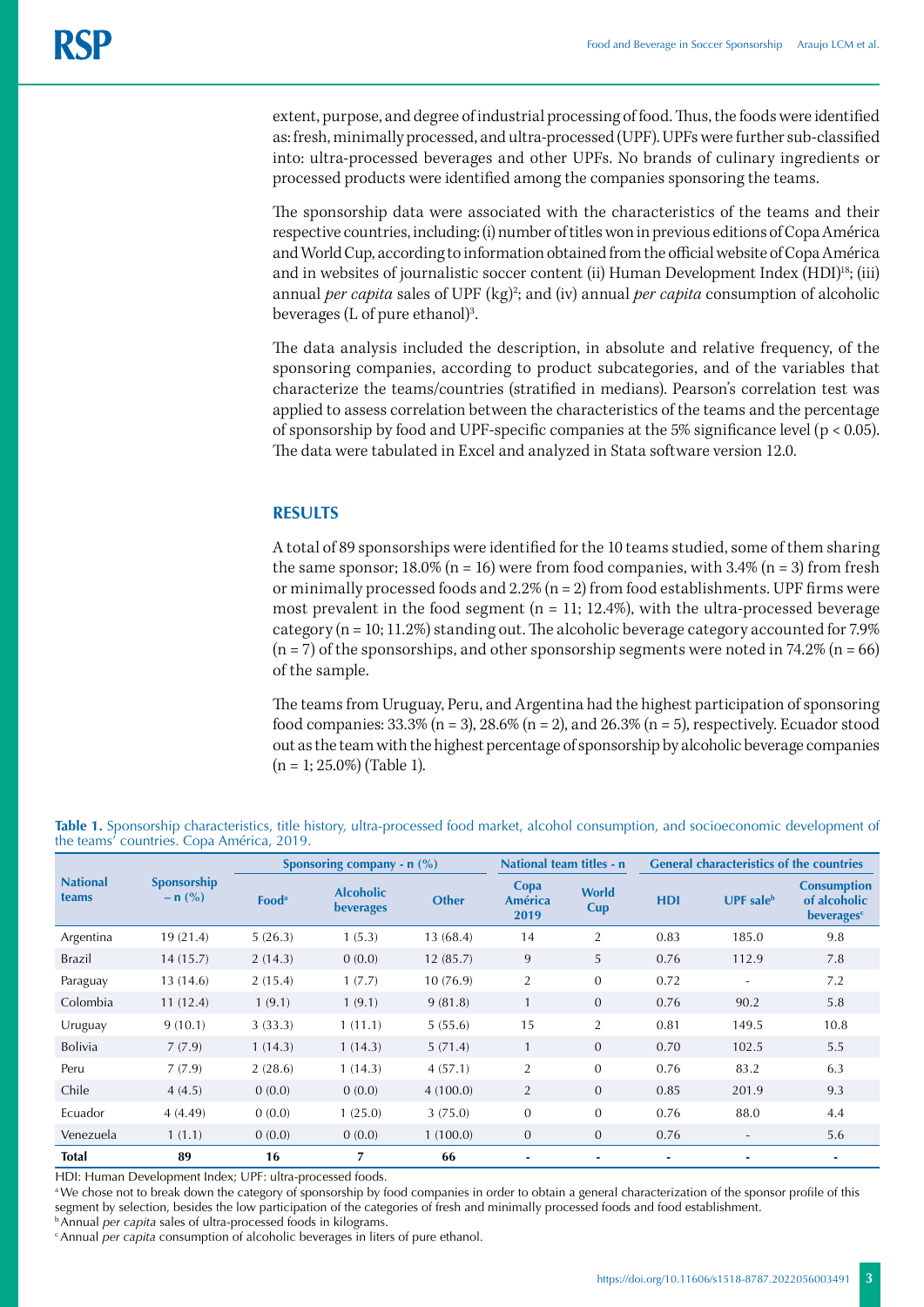extent, purpose, and degree of industrial processing of food. Thus, the foods were identified as: fresh, minimally processed, and ultra-processed (UPF). UPFs were further sub-classified into: ultra-processed beverages and other UPFs. No brands of culinary ingredients or processed products were identified among the companies sponsoring the teams.

The sponsorship data were associated with the characteristics of the teams and their respective countries, including: (i) number of titles won in previous editions of Copa América and World Cup, according to information obtained from the official website of Copa América and in websites of journalistic soccer content (ii) Human Development Index (HDI)[18]; (iii) annual *per capita* sales of UPF (kg)[2]; and (iv) annual *per capita* consumption of alcoholic beverages (L of pure ethanol)[3].

The data analysis included the description, in absolute and relative frequency, of the sponsoring companies, according to product subcategories, and of the variables that characterize the teams/countries (stratified in medians). Pearson's correlation test was applied to assess correlation between the characteristics of the teams and the percentage of sponsorship by food and UPF-specific companies at the 5% significance level ($p < 0.05$). The data were tabulated in Excel and analyzed in Stata software version 12.0.

## RESULTS

A total of 89 sponsorships were identified for the 10 teams studied, some of them sharing the same sponsor; 18.0% (n = 16) were from food companies, with 3.4% (n = 3) from fresh or minimally processed foods and 2.2% (n = 2) from food establishments. UPF firms were most prevalent in the food segment (n = 11; 12.4%), with the ultra-processed beverage category (n = 10; 11.2%) standing out. The alcoholic beverage category accounted for 7.9% (n = 7) of the sponsorships, and other sponsorship segments were noted in 74.2% (n = 66) of the sample.

The teams from Uruguay, Peru, and Argentina had the highest participation of sponsoring food companies: 33.3% (n = 3), 28.6% (n = 2), and 26.3% (n = 5), respectively. Ecuador stood out as the team with the highest percentage of sponsorship by alcoholic beverage companies (n = 1; 25.0%) (Table 1).

**Table 1.** Sponsorship characteristics, title history, ultra-processed food market, alcohol consumption, and socioeconomic development of the teams' countries. Copa América, 2019.

| National teams | Sponsorship – n (%) | Sponsoring company - n (%) | | | National team titles - n | | General characteristics of the countries | | |
|---|---|---|---|---|---|---|---|---|---|
| | | Food[a] | Alcoholic beverages | Other | Copa América 2019 | World Cup | HDI | UPF sale[b] | Consumption of alcoholic beverages[c] |
| Argentina | 19 (21.4) | 5 (26.3) | 1 (5.3) | 13 (68.4) | 14 | 2 | 0.83 | 185.0 | 9.8 |
| Brazil | 14 (15.7) | 2 (14.3) | 0 (0.0) | 12 (85.7) | 9 | 5 | 0.76 | 112.9 | 7.8 |
| Paraguay | 13 (14.6) | 2 (15.4) | 1 (7.7) | 10 (76.9) | 2 | 0 | 0.72 | - | 7.2 |
| Colombia | 11 (12.4) | 1 (9.1) | 1 (9.1) | 9 (81.8) | 1 | 0 | 0.76 | 90.2 | 5.8 |
| Uruguay | 9 (10.1) | 3 (33.3) | 1 (11.1) | 5 (55.6) | 15 | 2 | 0.81 | 149.5 | 10.8 |
| Bolivia | 7 (7.9) | 1 (14.3) | 1 (14.3) | 5 (71.4) | 1 | 0 | 0.70 | 102.5 | 5.5 |
| Peru | 7 (7.9) | 2 (28.6) | 1 (14.3) | 4 (57.1) | 2 | 0 | 0.76 | 83.2 | 6.3 |
| Chile | 4 (4.5) | 0 (0.0) | 0 (0.0) | 4 (100.0) | 2 | 0 | 0.85 | 201.9 | 9.3 |
| Ecuador | 4 (4.49) | 0 (0.0) | 1 (25.0) | 3 (75.0) | 0 | 0 | 0.76 | 88.0 | 4.4 |
| Venezuela | 1 (1.1) | 0 (0.0) | 0 (0.0) | 1 (100.0) | 0 | 0 | 0.76 | - | 5.6 |
| **Total** | **89** | **16** | **7** | **66** | - | - | - | - | - |

HDI: Human Development Index; UPF: ultra-processed foods.

[a] We chose not to break down the category of sponsorship by food companies in order to obtain a general characterization of the sponsor profile of this segment by selection, besides the low participation of the categories of fresh and minimally processed foods and food establishment.

[b] Annual *per capita* sales of ultra-processed foods in kilograms.

[c] Annual *per capita* consumption of alcoholic beverages in liters of pure ethanol.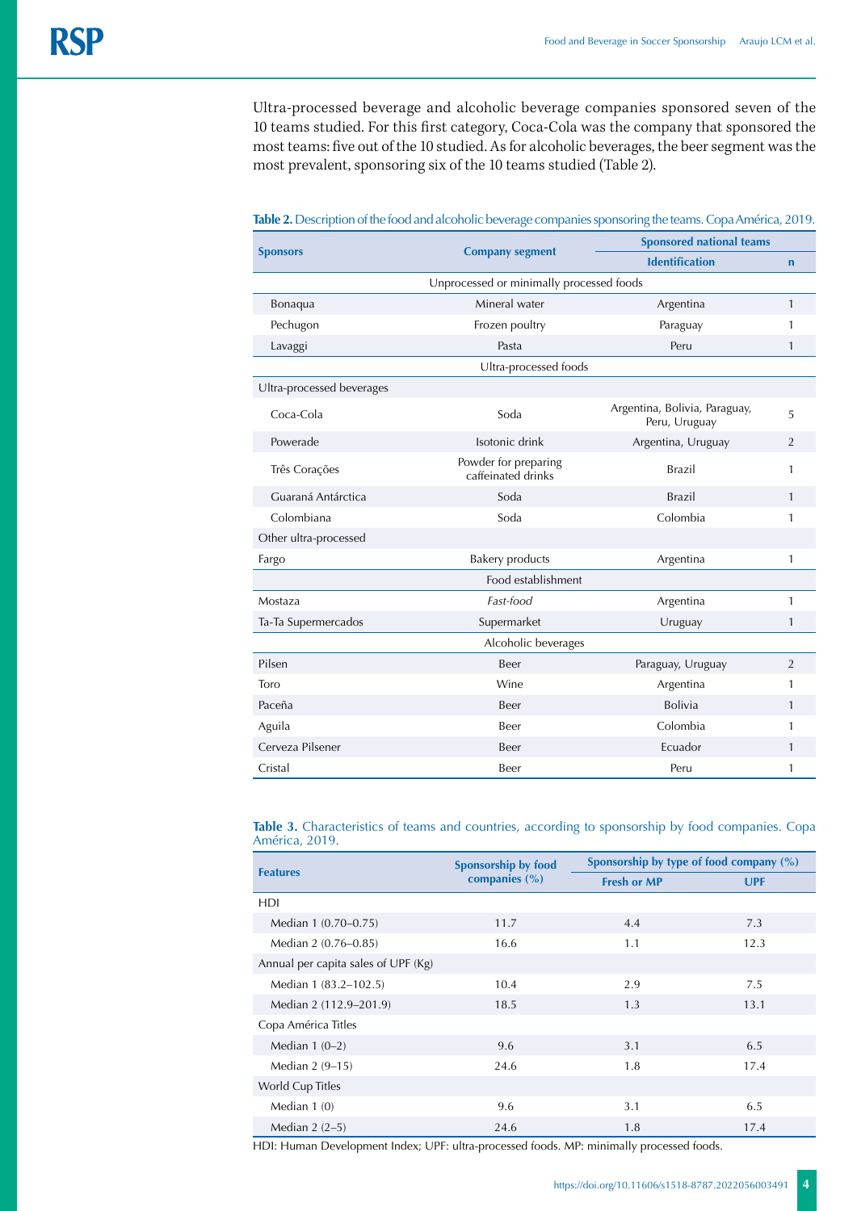Ultra-processed beverage and alcoholic beverage companies sponsored seven of the 10 teams studied. For this first category, Coca-Cola was the company that sponsored the most teams: five out of the 10 studied. As for alcoholic beverages, the beer segment was the most prevalent, sponsoring six of the 10 teams studied (Table 2).

**Table 2.** Description of the food and alcoholic beverage companies sponsoring the teams. Copa América, 2019.

| Sponsors | Company segment | Sponsored national teams | |
|---|---|---|---|
| | | Identification | n |
| | Unprocessed or minimally processed foods | | |
| Bonaqua | Mineral water | Argentina | 1 |
| Pechugon | Frozen poultry | Paraguay | 1 |
| Lavaggi | Pasta | Peru | 1 |
| | Ultra-processed foods | | |
| Ultra-processed beverages | | | |
| Coca-Cola | Soda | Argentina, Bolivia, Paraguay, Peru, Uruguay | 5 |
| Powerade | Isotonic drink | Argentina, Uruguay | 2 |
| Três Corações | Powder for preparing caffeinated drinks | Brazil | 1 |
| Guaraná Antárctica | Soda | Brazil | 1 |
| Colombiana | Soda | Colombia | 1 |
| Other ultra-processed | | | |
| Fargo | Bakery products | Argentina | 1 |
| | Food establishment | | |
| Mostaza | *Fast-food* | Argentina | 1 |
| Ta-Ta Supermercados | Supermarket | Uruguay | 1 |
| | Alcoholic beverages | | |
| Pilsen | Beer | Paraguay, Uruguay | 2 |
| Toro | Wine | Argentina | 1 |
| Paceña | Beer | Bolivia | 1 |
| Aguila | Beer | Colombia | 1 |
| Cerveza Pilsener | Beer | Ecuador | 1 |
| Cristal | Beer | Peru | 1 |

**Table 3.** Characteristics of teams and countries, according to sponsorship by food companies. Copa América, 2019.

| Features | Sponsorship by food companies (%) | Sponsorship by type of food company (%) | |
|---|---|---|---|
| | | Fresh or MP | UPF |
| HDI | | | |
| Median 1 (0.70–0.75) | 11.7 | 4.4 | 7.3 |
| Median 2 (0.76–0.85) | 16.6 | 1.1 | 12.3 |
| Annual per capita sales of UPF (Kg) | | | |
| Median 1 (83.2–102.5) | 10.4 | 2.9 | 7.5 |
| Median 2 (112.9–201.9) | 18.5 | 1.3 | 13.1 |
| Copa América Titles | | | |
| Median 1 (0–2) | 9.6 | 3.1 | 6.5 |
| Median 2 (9–15) | 24.6 | 1.8 | 17.4 |
| World Cup Titles | | | |
| Median 1 (0) | 9.6 | 3.1 | 6.5 |
| Median 2 (2–5) | 24.6 | 1.8 | 17.4 |

HDI: Human Development Index; UPF: ultra-processed foods. MP: minimally processed foods.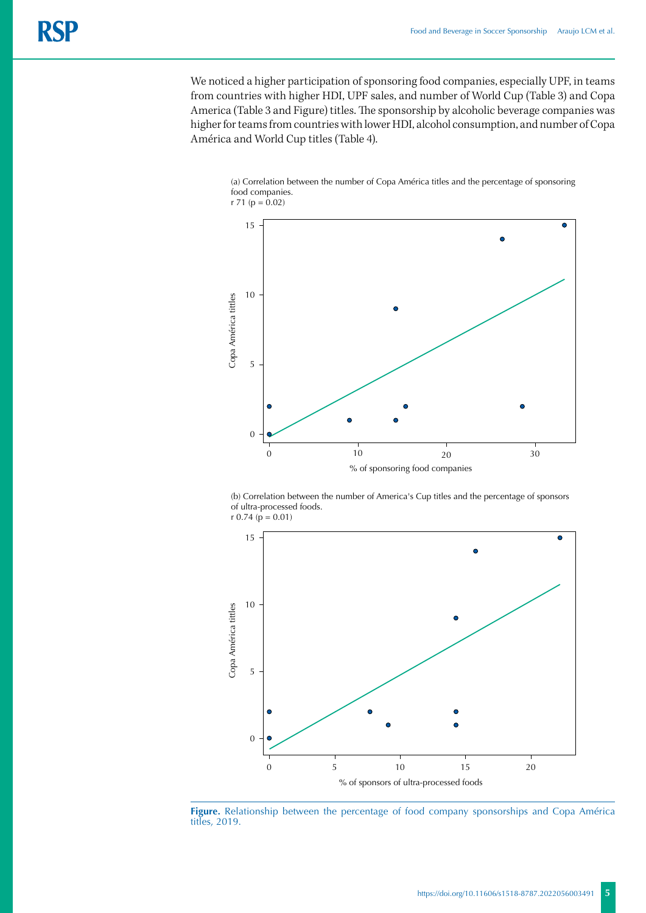We noticed a higher participation of sponsoring food companies, especially UPF, in teams from countries with higher HDI, UPF sales, and number of World Cup (Table 3) and Copa America (Table 3 and Figure) titles. The sponsorship by alcoholic beverage companies was higher for teams from countries with lower HDI, alcohol consumption, and number of Copa América and World Cup titles (Table 4).

(a) Correlation between the number of Copa América titles and the percentage of sponsoring food companies.
r 71 (p = 0.02)

(b) Correlation between the number of America's Cup titles and the percentage of sponsors of ultra-processed foods.
r 0.74 (p = 0.01)

**Figure.** Relationship between the percentage of food company sponsorships and Copa América titles, 2019.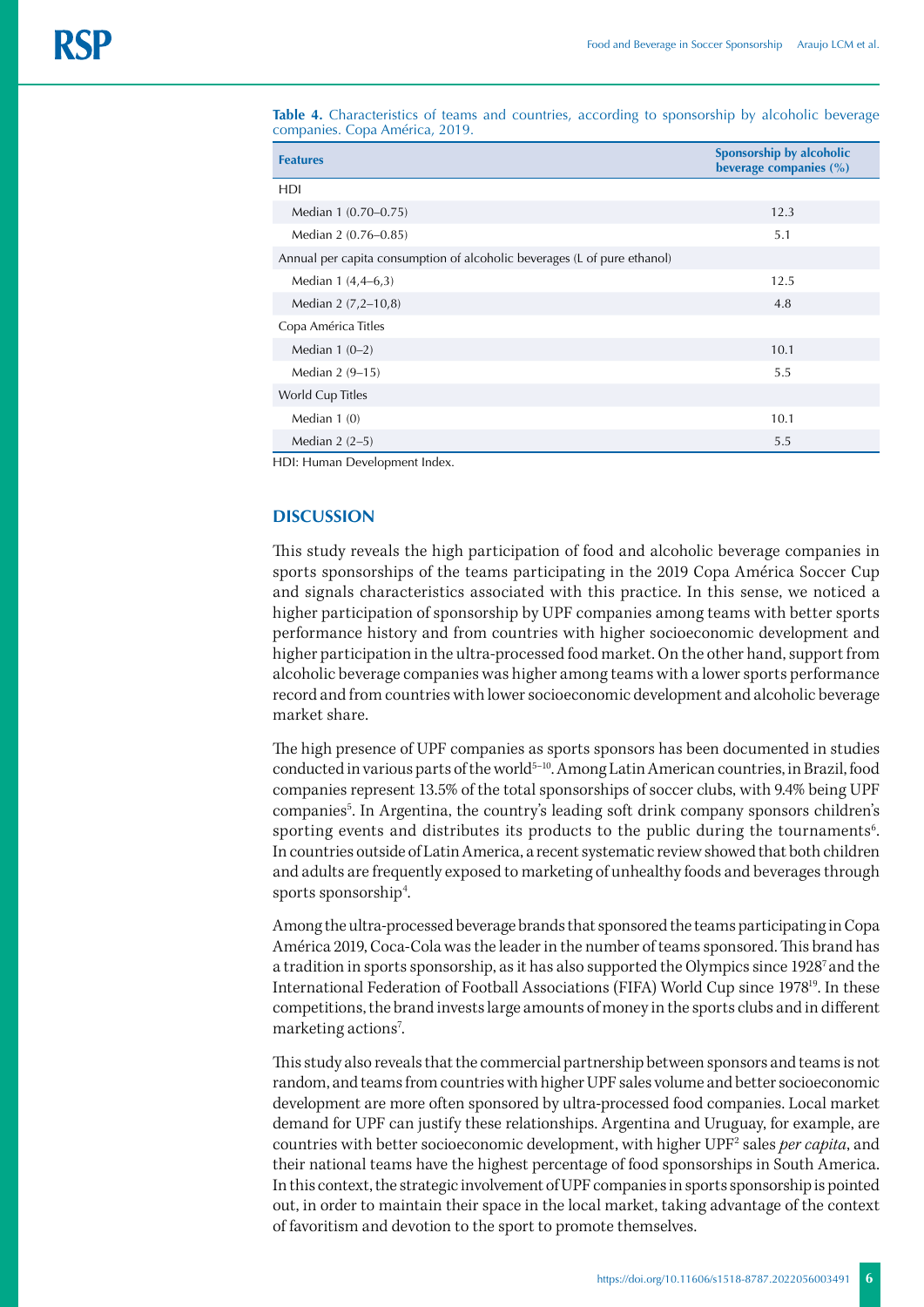**Table 4.** Characteristics of teams and countries, according to sponsorship by alcoholic beverage companies. Copa América, 2019.

| Features | Sponsorship by alcoholic beverage companies (%) |
|---|---|
| HDI | |
| Median 1 (0.70–0.75) | 12.3 |
| Median 2 (0.76–0.85) | 5.1 |
| Annual per capita consumption of alcoholic beverages (L of pure ethanol) | |
| Median 1 (4,4–6,3) | 12.5 |
| Median 2 (7,2–10,8) | 4.8 |
| Copa América Titles | |
| Median 1 (0–2) | 10.1 |
| Median 2 (9–15) | 5.5 |
| World Cup Titles | |
| Median 1 (0) | 10.1 |
| Median 2 (2–5) | 5.5 |

HDI: Human Development Index.

## DISCUSSION

This study reveals the high participation of food and alcoholic beverage companies in sports sponsorships of the teams participating in the 2019 Copa América Soccer Cup and signals characteristics associated with this practice. In this sense, we noticed a higher participation of sponsorship by UPF companies among teams with better sports performance history and from countries with higher socioeconomic development and higher participation in the ultra-processed food market. On the other hand, support from alcoholic beverage companies was higher among teams with a lower sports performance record and from countries with lower socioeconomic development and alcoholic beverage market share.

The high presence of UPF companies as sports sponsors has been documented in studies conducted in various parts of the world[5–10]. Among Latin American countries, in Brazil, food companies represent 13.5% of the total sponsorships of soccer clubs, with 9.4% being UPF companies[5]. In Argentina, the country's leading soft drink company sponsors children's sporting events and distributes its products to the public during the tournaments[6]. In countries outside of Latin America, a recent systematic review showed that both children and adults are frequently exposed to marketing of unhealthy foods and beverages through sports sponsorship[4].

Among the ultra-processed beverage brands that sponsored the teams participating in Copa América 2019, Coca-Cola was the leader in the number of teams sponsored. This brand has a tradition in sports sponsorship, as it has also supported the Olympics since 1928[7] and the International Federation of Football Associations (FIFA) World Cup since 1978[19]. In these competitions, the brand invests large amounts of money in the sports clubs and in different marketing actions[7].

This study also reveals that the commercial partnership between sponsors and teams is not random, and teams from countries with higher UPF sales volume and better socioeconomic development are more often sponsored by ultra-processed food companies. Local market demand for UPF can justify these relationships. Argentina and Uruguay, for example, are countries with better socioeconomic development, with higher UPF[2] sales *per capita*, and their national teams have the highest percentage of food sponsorships in South America. In this context, the strategic involvement of UPF companies in sports sponsorship is pointed out, in order to maintain their space in the local market, taking advantage of the context of favoritism and devotion to the sport to promote themselves.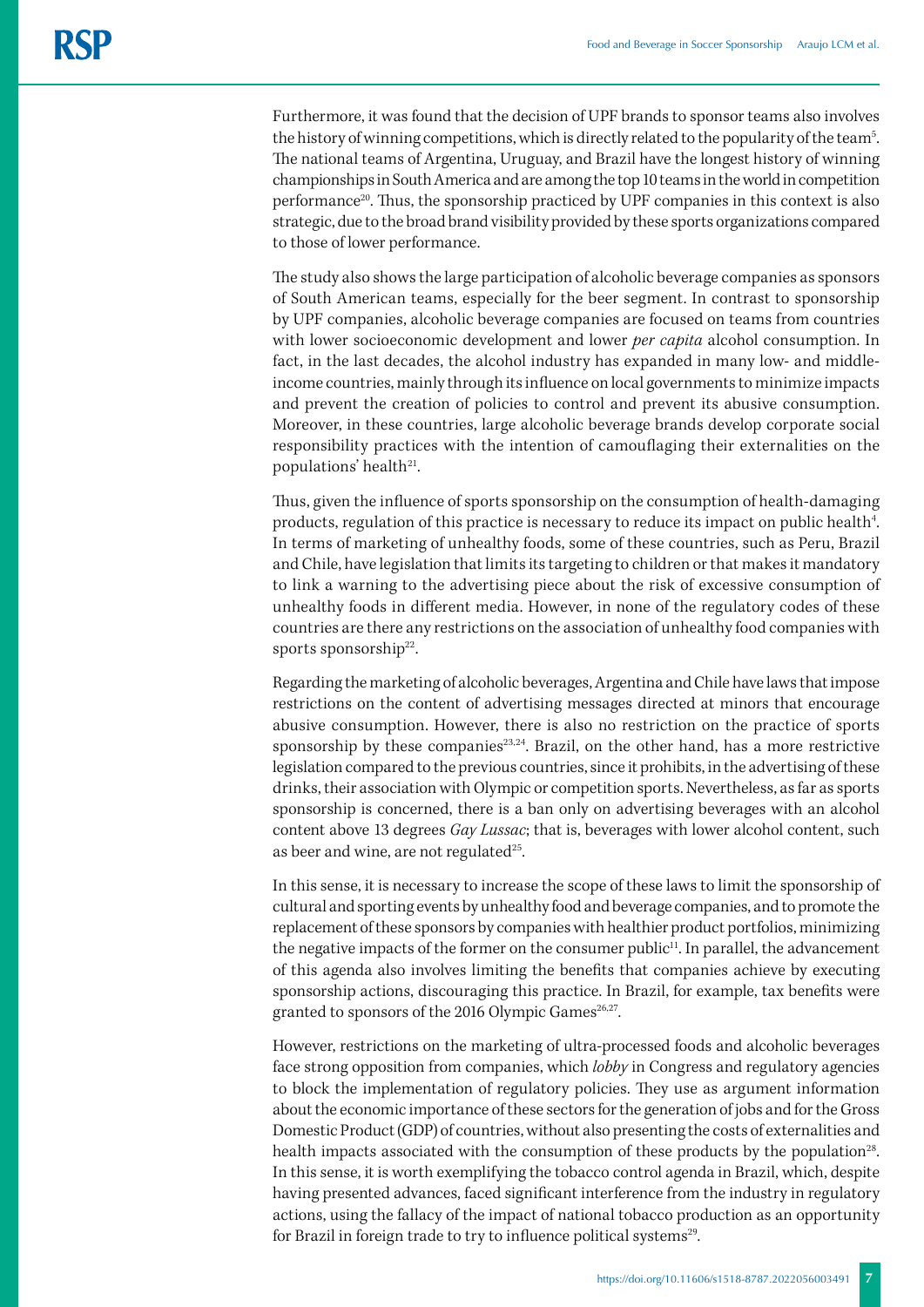Furthermore, it was found that the decision of UPF brands to sponsor teams also involves the history of winning competitions, which is directly related to the popularity of the team[5]. The national teams of Argentina, Uruguay, and Brazil have the longest history of winning championships in South America and are among the top 10 teams in the world in competition performance[20]. Thus, the sponsorship practiced by UPF companies in this context is also strategic, due to the broad brand visibility provided by these sports organizations compared to those of lower performance.

The study also shows the large participation of alcoholic beverage companies as sponsors of South American teams, especially for the beer segment. In contrast to sponsorship by UPF companies, alcoholic beverage companies are focused on teams from countries with lower socioeconomic development and lower *per capita* alcohol consumption. In fact, in the last decades, the alcohol industry has expanded in many low- and middle-income countries, mainly through its influence on local governments to minimize impacts and prevent the creation of policies to control and prevent its abusive consumption. Moreover, in these countries, large alcoholic beverage brands develop corporate social responsibility practices with the intention of camouflaging their externalities on the populations' health[21].

Thus, given the influence of sports sponsorship on the consumption of health-damaging products, regulation of this practice is necessary to reduce its impact on public health[4]. In terms of marketing of unhealthy foods, some of these countries, such as Peru, Brazil and Chile, have legislation that limits its targeting to children or that makes it mandatory to link a warning to the advertising piece about the risk of excessive consumption of unhealthy foods in different media. However, in none of the regulatory codes of these countries are there any restrictions on the association of unhealthy food companies with sports sponsorship[22].

Regarding the marketing of alcoholic beverages, Argentina and Chile have laws that impose restrictions on the content of advertising messages directed at minors that encourage abusive consumption. However, there is also no restriction on the practice of sports sponsorship by these companies[23,24]. Brazil, on the other hand, has a more restrictive legislation compared to the previous countries, since it prohibits, in the advertising of these drinks, their association with Olympic or competition sports. Nevertheless, as far as sports sponsorship is concerned, there is a ban only on advertising beverages with an alcohol content above 13 degrees *Gay Lussac*; that is, beverages with lower alcohol content, such as beer and wine, are not regulated[25].

In this sense, it is necessary to increase the scope of these laws to limit the sponsorship of cultural and sporting events by unhealthy food and beverage companies, and to promote the replacement of these sponsors by companies with healthier product portfolios, minimizing the negative impacts of the former on the consumer public[11]. In parallel, the advancement of this agenda also involves limiting the benefits that companies achieve by executing sponsorship actions, discouraging this practice. In Brazil, for example, tax benefits were granted to sponsors of the 2016 Olympic Games[26,27].

However, restrictions on the marketing of ultra-processed foods and alcoholic beverages face strong opposition from companies, which *lobby* in Congress and regulatory agencies to block the implementation of regulatory policies. They use as argument information about the economic importance of these sectors for the generation of jobs and for the Gross Domestic Product (GDP) of countries, without also presenting the costs of externalities and health impacts associated with the consumption of these products by the population[28]. In this sense, it is worth exemplifying the tobacco control agenda in Brazil, which, despite having presented advances, faced significant interference from the industry in regulatory actions, using the fallacy of the impact of national tobacco production as an opportunity for Brazil in foreign trade to try to influence political systems[29].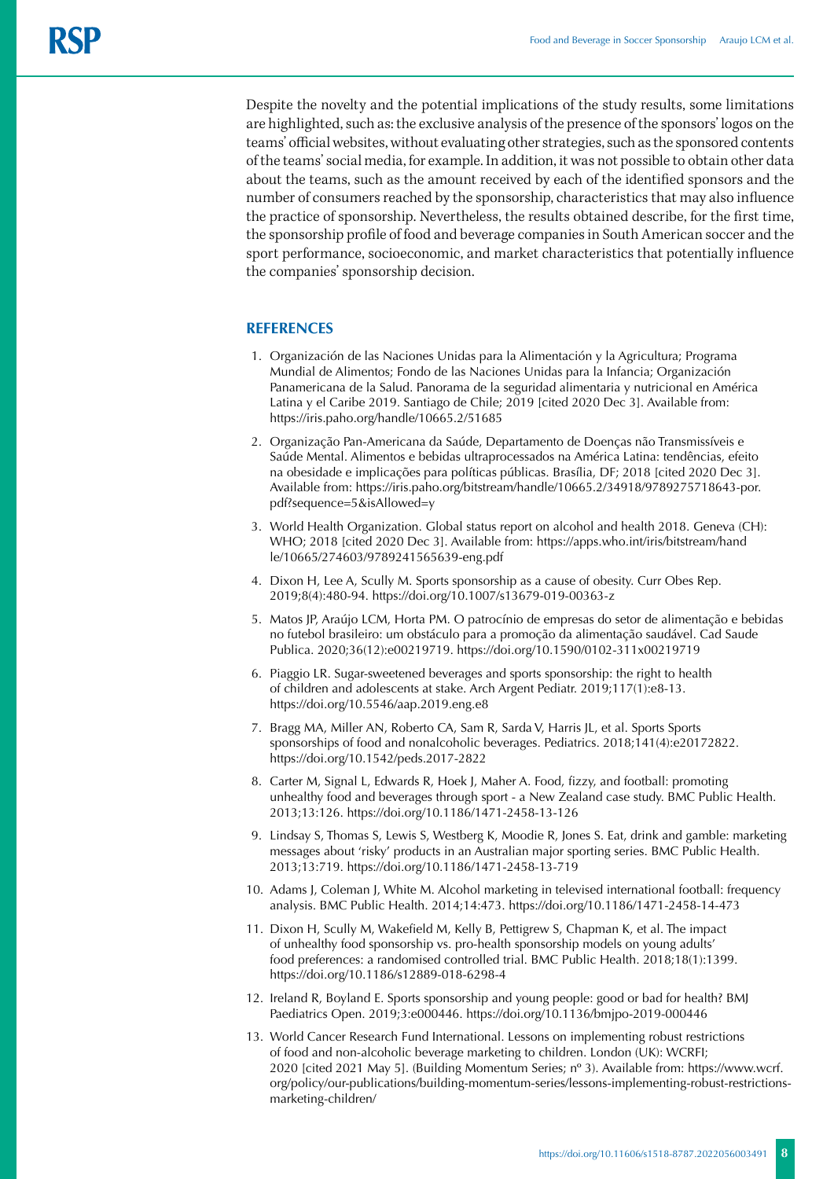Despite the novelty and the potential implications of the study results, some limitations are highlighted, such as: the exclusive analysis of the presence of the sponsors' logos on the teams' official websites, without evaluating other strategies, such as the sponsored contents of the teams' social media, for example. In addition, it was not possible to obtain other data about the teams, such as the amount received by each of the identified sponsors and the number of consumers reached by the sponsorship, characteristics that may also influence the practice of sponsorship. Nevertheless, the results obtained describe, for the first time, the sponsorship profile of food and beverage companies in South American soccer and the sport performance, socioeconomic, and market characteristics that potentially influence the companies' sponsorship decision.

## REFERENCES

1. Organización de las Naciones Unidas para la Alimentación y la Agricultura; Programa Mundial de Alimentos; Fondo de las Naciones Unidas para la Infancia; Organización Panamericana de la Salud. Panorama de la seguridad alimentaria y nutricional en América Latina y el Caribe 2019. Santiago de Chile; 2019 [cited 2020 Dec 3]. Available from: https://iris.paho.org/handle/10665.2/51685
2. Organização Pan-Americana da Saúde, Departamento de Doenças não Transmissíveis e Saúde Mental. Alimentos e bebidas ultraprocessados na América Latina: tendências, efeito na obesidade e implicações para políticas públicas. Brasília, DF; 2018 [cited 2020 Dec 3]. Available from: https://iris.paho.org/bitstream/handle/10665.2/34918/9789275718643-por.pdf?sequence=5&isAllowed=y
3. World Health Organization. Global status report on alcohol and health 2018. Geneva (CH): WHO; 2018 [cited 2020 Dec 3]. Available from: https://apps.who.int/iris/bitstream/handle/10665/274603/9789241565639-eng.pdf
4. Dixon H, Lee A, Scully M. Sports sponsorship as a cause of obesity. Curr Obes Rep. 2019;8(4):480-94. https://doi.org/10.1007/s13679-019-00363-z
5. Matos JP, Araújo LCM, Horta PM. O patrocínio de empresas do setor de alimentação e bebidas no futebol brasileiro: um obstáculo para a promoção da alimentação saudável. Cad Saude Publica. 2020;36(12):e00219719. https://doi.org/10.1590/0102-311x00219719
6. Piaggio LR. Sugar-sweetened beverages and sports sponsorship: the right to health of children and adolescents at stake. Arch Argent Pediatr. 2019;117(1):e8-13. https://doi.org/10.5546/aap.2019.eng.e8
7. Bragg MA, Miller AN, Roberto CA, Sam R, Sarda V, Harris JL, et al. Sports Sports sponsorships of food and nonalcoholic beverages. Pediatrics. 2018;141(4):e20172822. https://doi.org/10.1542/peds.2017-2822
8. Carter M, Signal L, Edwards R, Hoek J, Maher A. Food, fizzy, and football: promoting unhealthy food and beverages through sport - a New Zealand case study. BMC Public Health. 2013;13:126. https://doi.org/10.1186/1471-2458-13-126
9. Lindsay S, Thomas S, Lewis S, Westberg K, Moodie R, Jones S. Eat, drink and gamble: marketing messages about 'risky' products in an Australian major sporting series. BMC Public Health. 2013;13:719. https://doi.org/10.1186/1471-2458-13-719
10. Adams J, Coleman J, White M. Alcohol marketing in televised international football: frequency analysis. BMC Public Health. 2014;14:473. https://doi.org/10.1186/1471-2458-14-473
11. Dixon H, Scully M, Wakefield M, Kelly B, Pettigrew S, Chapman K, et al. The impact of unhealthy food sponsorship vs. pro-health sponsorship models on young adults' food preferences: a randomised controlled trial. BMC Public Health. 2018;18(1):1399. https://doi.org/10.1186/s12889-018-6298-4
12. Ireland R, Boyland E. Sports sponsorship and young people: good or bad for health? BMJ Paediatrics Open. 2019;3:e000446. https://doi.org/10.1136/bmjpo-2019-000446
13. World Cancer Research Fund International. Lessons on implementing robust restrictions of food and non-alcoholic beverage marketing to children. London (UK): WCRFI; 2020 [cited 2021 May 5]. (Building Momentum Series; nº 3). Available from: https://www.wcrf.org/policy/our-publications/building-momentum-series/lessons-implementing-robust-restrictions-marketing-children/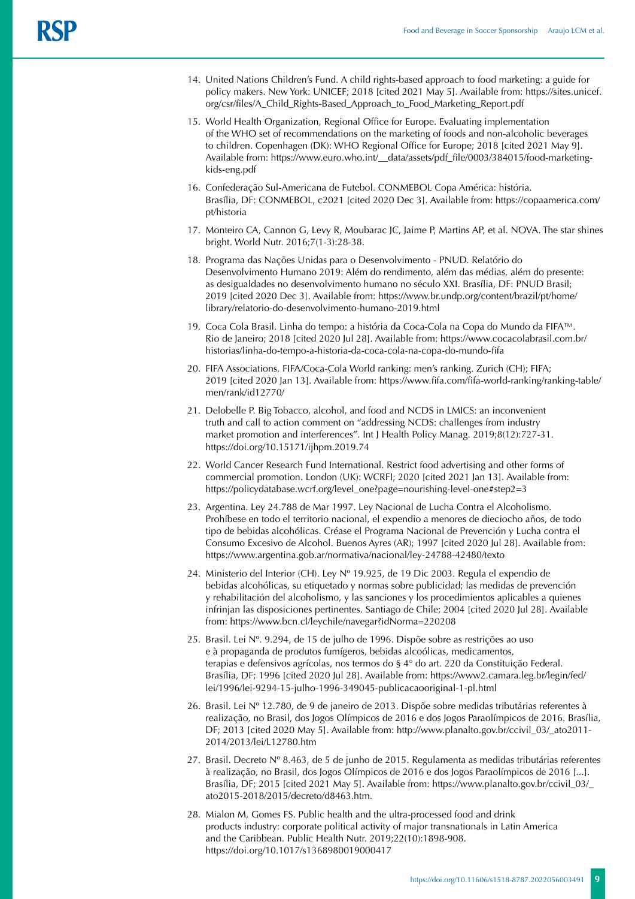14. United Nations Children's Fund. A child rights-based approach to food marketing: a guide for policy makers. New York: UNICEF; 2018 [cited 2021 May 5]. Available from: https://sites.unicef.org/csr/files/A_Child_Rights-Based_Approach_to_Food_Marketing_Report.pdf
15. World Health Organization, Regional Office for Europe. Evaluating implementation of the WHO set of recommendations on the marketing of foods and non-alcoholic beverages to children. Copenhagen (DK): WHO Regional Office for Europe; 2018 [cited 2021 May 9]. Available from: https://www.euro.who.int/__data/assets/pdf_file/0003/384015/food-marketing-kids-eng.pdf
16. Confederação Sul-Americana de Futebol. CONMEBOL Copa América: história. Brasília, DF: CONMEBOL, c2021 [cited 2020 Dec 3]. Available from: https://copaamerica.com/pt/historia
17. Monteiro CA, Cannon G, Levy R, Moubarac JC, Jaime P, Martins AP, et al. NOVA. The star shines bright. World Nutr. 2016;7(1-3):28-38.
18. Programa das Nações Unidas para o Desenvolvimento - PNUD. Relatório do Desenvolvimento Humano 2019: Além do rendimento, além das médias, além do presente: as desigualdades no desenvolvimento humano no século XXI. Brasília, DF: PNUD Brasil; 2019 [cited 2020 Dec 3]. Available from: https://www.br.undp.org/content/brazil/pt/home/library/relatorio-do-desenvolvimento-humano-2019.html
19. Coca Cola Brasil. Linha do tempo: a história da Coca-Cola na Copa do Mundo da FIFA™. Rio de Janeiro; 2018 [cited 2020 Jul 28]. Available from: https://www.cocacolabrasil.com.br/historias/linha-do-tempo-a-historia-da-coca-cola-na-copa-do-mundo-fifa
20. FIFA Associations. FIFA/Coca-Cola World ranking: men's ranking. Zurich (CH); FIFA; 2019 [cited 2020 Jan 13]. Available from: https://www.fifa.com/fifa-world-ranking/ranking-table/men/rank/id12770/
21. Delobelle P. Big Tobacco, alcohol, and food and NCDS in LMICS: an inconvenient truth and call to action comment on "addressing NCDS: challenges from industry market promotion and interferences". Int J Health Policy Manag. 2019;8(12):727-31. https://doi.org/10.15171/ijhpm.2019.74
22. World Cancer Research Fund International. Restrict food advertising and other forms of commercial promotion. London (UK): WCRFI; 2020 [cited 2021 Jan 13]. Available from: https://policydatabase.wcrf.org/level_one?page=nourishing-level-one#step2=3
23. Argentina. Ley 24.788 de Mar 1997. Ley Nacional de Lucha Contra el Alcoholismo. Prohíbese en todo el territorio nacional, el expendio a menores de dieciocho años, de todo tipo de bebidas alcohólicas. Créase el Programa Nacional de Prevención y Lucha contra el Consumo Excesivo de Alcohol. Buenos Ayres (AR); 1997 [cited 2020 Jul 28]. Available from: https://www.argentina.gob.ar/normativa/nacional/ley-24788-42480/texto
24. Ministerio del Interior (CH). Ley Nº 19.925, de 19 Dic 2003. Regula el expendio de bebidas alcohólicas, su etiquetado y normas sobre publicidad; las medidas de prevención y rehabilitación del alcoholismo, y las sanciones y los procedimientos aplicables a quienes infrinjan las disposiciones pertinentes. Santiago de Chile; 2004 [cited 2020 Jul 28]. Available from: https://www.bcn.cl/leychile/navegar?idNorma=220208
25. Brasil. Lei Nº. 9.294, de 15 de julho de 1996. Dispõe sobre as restrições ao uso e à propaganda de produtos fumígeros, bebidas alcoólicas, medicamentos, terapias e defensivos agrícolas, nos termos do § 4° do art. 220 da Constituição Federal. Brasília, DF; 1996 [cited 2020 Jul 28]. Available from: https://www2.camara.leg.br/legin/fed/lei/1996/lei-9294-15-julho-1996-349045-publicacaooriginal-1-pl.html
26. Brasil. Lei Nº 12.780, de 9 de janeiro de 2013. Dispõe sobre medidas tributárias referentes à realização, no Brasil, dos Jogos Olímpicos de 2016 e dos Jogos Paraolímpicos de 2016. Brasília, DF; 2013 [cited 2020 May 5]. Available from: http://www.planalto.gov.br/ccivil_03/_ato2011-2014/2013/lei/L12780.htm
27. Brasil. Decreto Nº 8.463, de 5 de junho de 2015. Regulamenta as medidas tributárias referentes à realização, no Brasil, dos Jogos Olímpicos de 2016 e dos Jogos Paraolímpicos de 2016 [...]. Brasília, DF; 2015 [cited 2021 May 5]. Available from: https://www.planalto.gov.br/ccivil_03/_ato2015-2018/2015/decreto/d8463.htm.
28. Mialon M, Gomes FS. Public health and the ultra-processed food and drink products industry: corporate political activity of major transnationals in Latin America and the Caribbean. Public Health Nutr. 2019;22(10):1898-908. https://doi.org/10.1017/s1368980019000417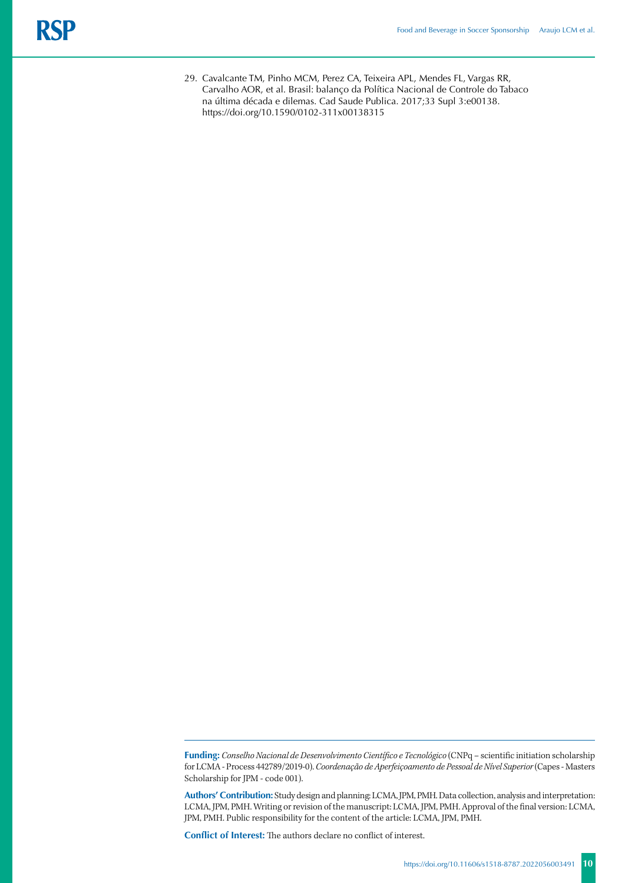29. Cavalcante TM, Pinho MCM, Perez CA, Teixeira APL, Mendes FL, Vargas RR, Carvalho AOR, et al. Brasil: balanço da Política Nacional de Controle do Tabaco na última década e dilemas. Cad Saude Publica. 2017;33 Supl 3:e00138. https://doi.org/10.1590/0102-311x00138315

---

**Funding:** *Conselho Nacional de Desenvolvimento Científico e Tecnológico* (CNPq – scientific initiation scholarship for LCMA - Process 442789/2019-0). *Coordenação de Aperfeiçoamento de Pessoal de Nível Superior* (Capes - Masters Scholarship for JPM - code 001).

**Authors' Contribution:** Study design and planning: LCMA, JPM, PMH. Data collection, analysis and interpretation: LCMA, JPM, PMH. Writing or revision of the manuscript: LCMA, JPM, PMH. Approval of the final version: LCMA, JPM, PMH. Public responsibility for the content of the article: LCMA, JPM, PMH.

**Conflict of Interest:** The authors declare no conflict of interest.